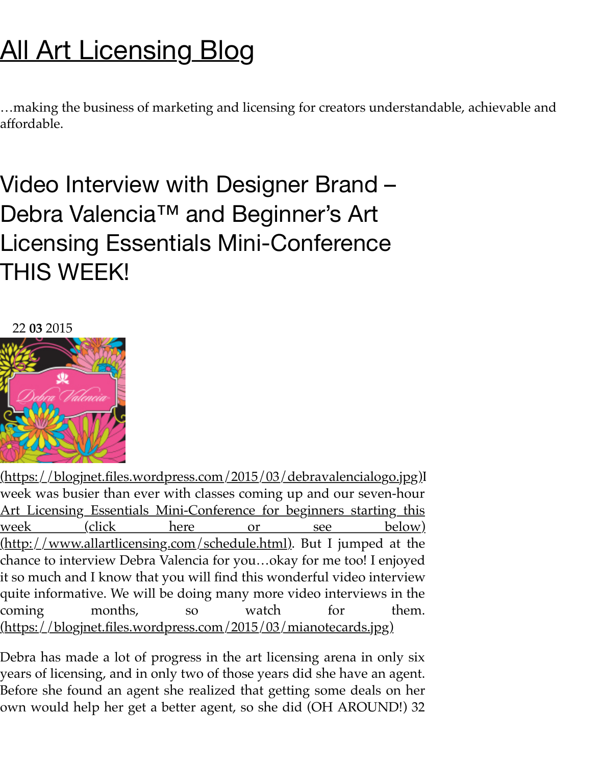# [All Art Licensing Blog]

…making the business of marketing and licensing for creators understandable, achievable and affordable.

## Video Interview with Designer Brand – Debra Valencia™ and Beginner's Art Licensing Essentials Mini-Conference THIS WEEK!

22 **03** 2015

[(https://blogjnet.files.wordpress.com/2015/03/debravalencialogo.jpg)]I week was busier than ever with classes coming up and our seven-hour [Art Licensing Essentials Mini-Conference for beginners starting this week (click here or see below) (http://www.allartlicensing.com/schedule.html)]. But I jumped at the chance to interview Debra Valencia for you…okay for me too! I enjoyed it so much and I know that you will find this wonderful video interview quite informative. We will be doing many more video interviews in the coming months, so watch for them. [(https://blogjnet.files.wordpress.com/2015/03/mianotecards.jpg)]

Debra has made a lot of progress in the art licensing arena in only six years of licensing, and in only two of those years did she have an agent. Before she found an agent she realized that getting some deals on her own would help her get a better agent, so she did (OH AROUND!) 32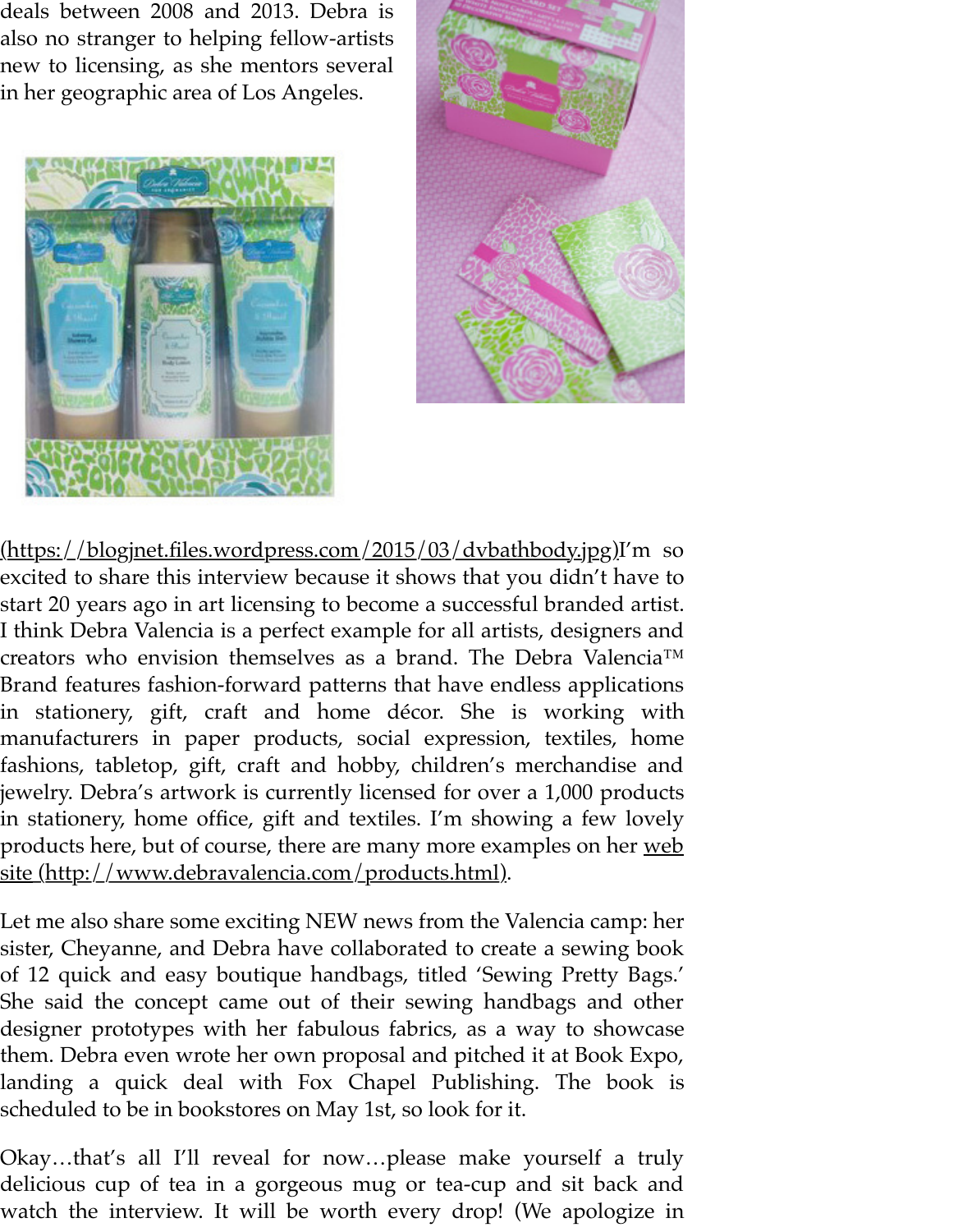deals between 2008 and 2013. Debra is also no stranger to helping fellow-artists new to licensing, as she mentors several in her geographic area of Los Angeles.

[(https://blogjnet.files.wordpress.com/2015/03/dvbathbody.jpg)](https://blogjnet.files.wordpress.com/2015/03/dvbathbody.jpg)I'm so excited to share this interview because it shows that you didn't have to start 20 years ago in art licensing to become a successful branded artist. I think Debra Valencia is a perfect example for all artists, designers and creators who envision themselves as a brand. The Debra Valencia™ Brand features fashion-forward patterns that have endless applications in stationery, gift, craft and home décor. She is working with manufacturers in paper products, social expression, textiles, home fashions, tabletop, gift, craft and hobby, children's merchandise and jewelry. Debra's artwork is currently licensed for over a 1,000 products in stationery, home office, gift and textiles. I'm showing a few lovely products here, but of course, there are many more examples on her [web site (http://www.debravalencia.com/products.html)](http://www.debravalencia.com/products.html).

Let me also share some exciting NEW news from the Valencia camp: her sister, Cheyanne, and Debra have collaborated to create a sewing book of 12 quick and easy boutique handbags, titled 'Sewing Pretty Bags.' She said the concept came out of their sewing handbags and other designer prototypes with her fabulous fabrics, as a way to showcase them. Debra even wrote her own proposal and pitched it at Book Expo, landing a quick deal with Fox Chapel Publishing. The book is scheduled to be in bookstores on May 1st, so look for it.

Okay…that's all I'll reveal for now…please make yourself a truly delicious cup of tea in a gorgeous mug or tea-cup and sit back and watch the interview. It will be worth every drop! (We apologize in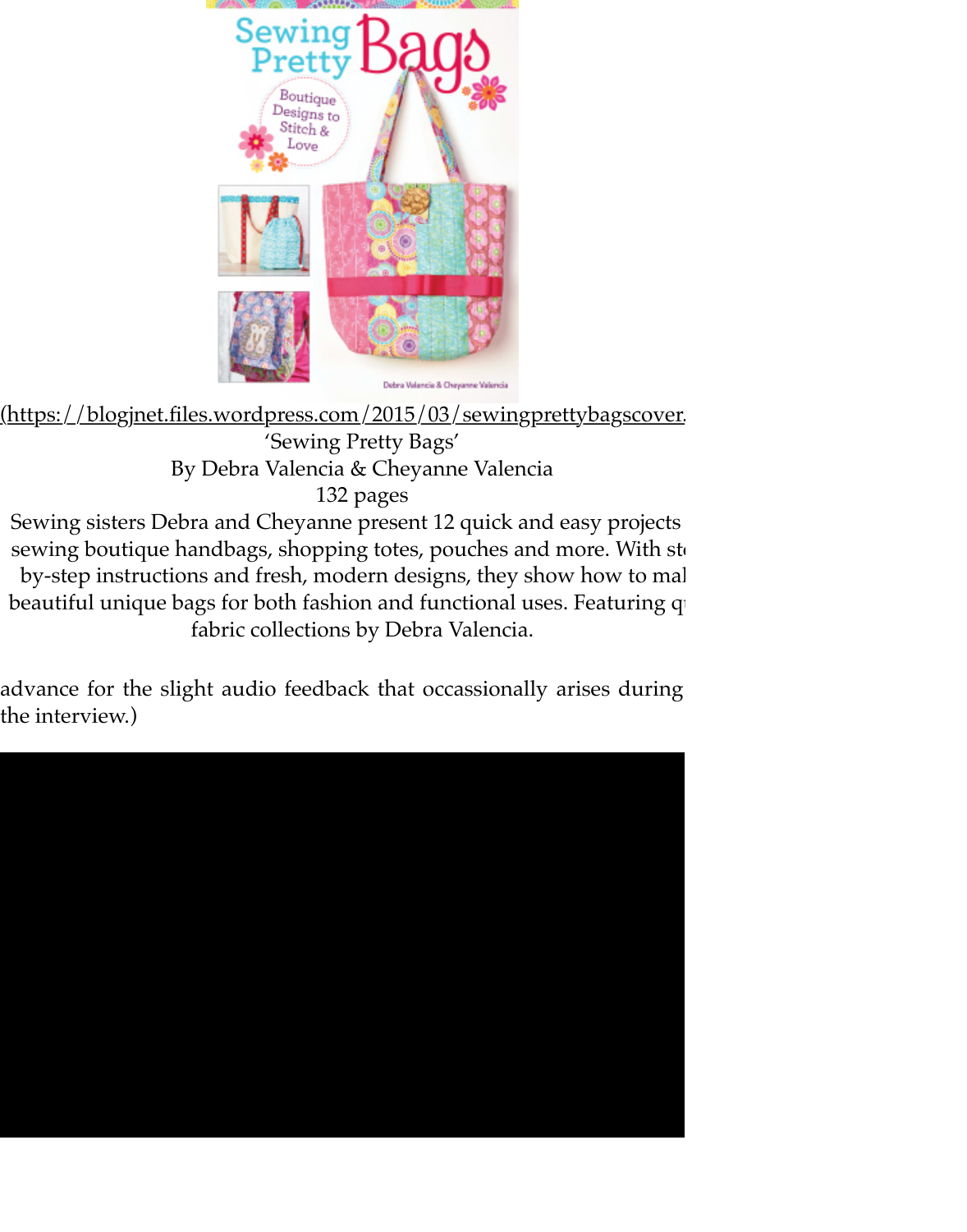(https://blogjnet.files.wordpress.com/2015/03/sewingprettybagscover.

'Sewing Pretty Bags'
By Debra Valencia & Cheyanne Valencia
132 pages

Sewing sisters Debra and Cheyanne present 12 quick and easy projects sewing boutique handbags, shopping totes, pouches and more. With st by-step instructions and fresh, modern designs, they show how to mal beautiful unique bags for both fashion and functional uses. Featuring q fabric collections by Debra Valencia.

advance for the slight audio feedback that occassionally arises during the interview.)